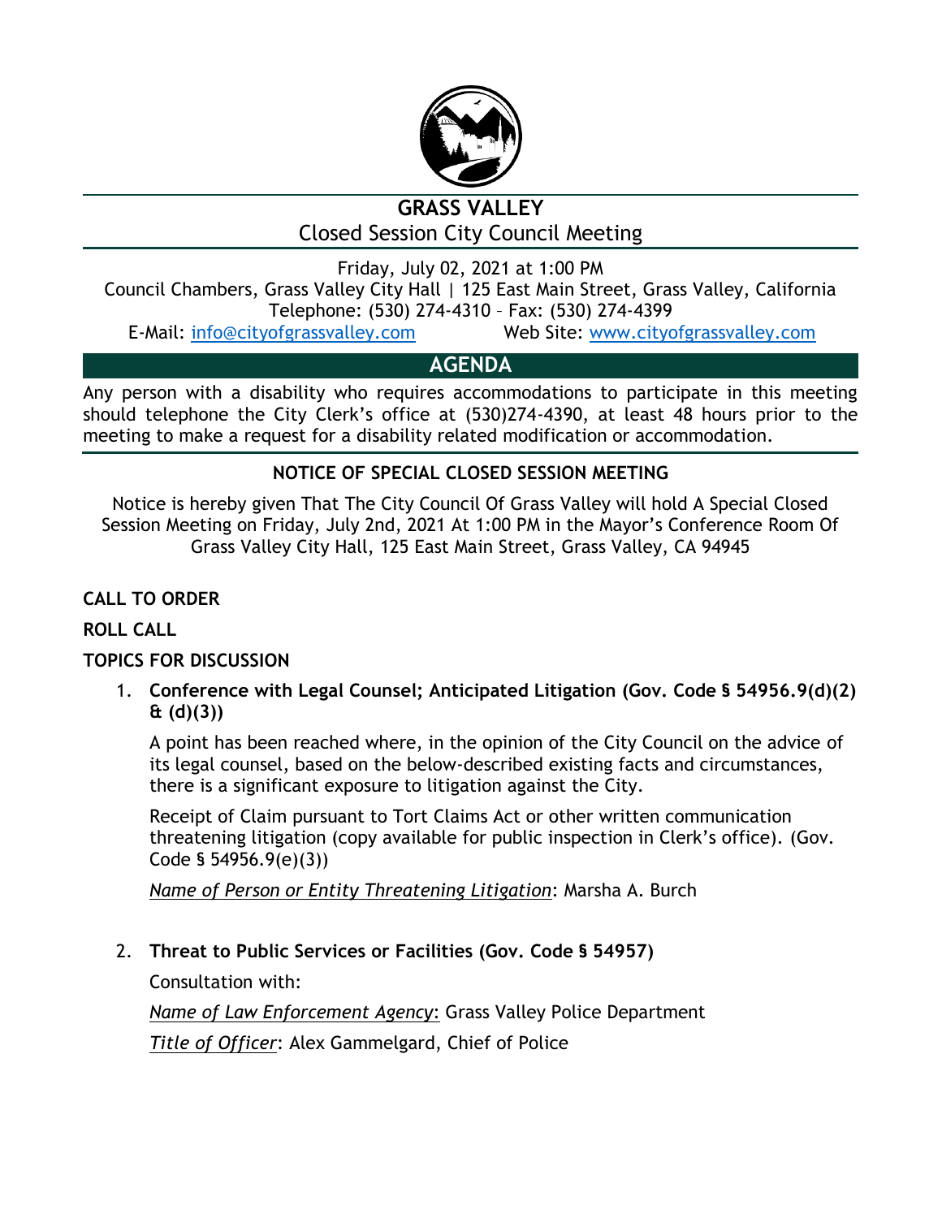# GRASS VALLEY

## Closed Session City Council Meeting

Friday, July 02, 2021 at 1:00 PM

Council Chambers, Grass Valley City Hall | 125 East Main Street, Grass Valley, California

Telephone: (530) 274-4310 – Fax: (530) 274-4399

E-Mail: info@cityofgrassvalley.com Web Site: www.cityofgrassvalley.com

## AGENDA

Any person with a disability who requires accommodations to participate in this meeting should telephone the City Clerk's office at (530)274-4390, at least 48 hours prior to the meeting to make a request for a disability related modification or accommodation.

### NOTICE OF SPECIAL CLOSED SESSION MEETING

Notice is hereby given That The City Council Of Grass Valley will hold A Special Closed Session Meeting on Friday, July 2nd, 2021 At 1:00 PM in the Mayor's Conference Room Of Grass Valley City Hall, 125 East Main Street, Grass Valley, CA 94945

**CALL TO ORDER**

**ROLL CALL**

**TOPICS FOR DISCUSSION**

1. **Conference with Legal Counsel; Anticipated Litigation (Gov. Code § 54956.9(d)(2) & (d)(3))**

   A point has been reached where, in the opinion of the City Council on the advice of its legal counsel, based on the below-described existing facts and circumstances, there is a significant exposure to litigation against the City.

   Receipt of Claim pursuant to Tort Claims Act or other written communication threatening litigation (copy available for public inspection in Clerk's office). (Gov. Code § 54956.9(e)(3))

   *Name of Person or Entity Threatening Litigation*: Marsha A. Burch

2. **Threat to Public Services or Facilities (Gov. Code § 54957)**

   Consultation with:

   *Name of Law Enforcement Agency*: Grass Valley Police Department

   *Title of Officer*: Alex Gammelgard, Chief of Police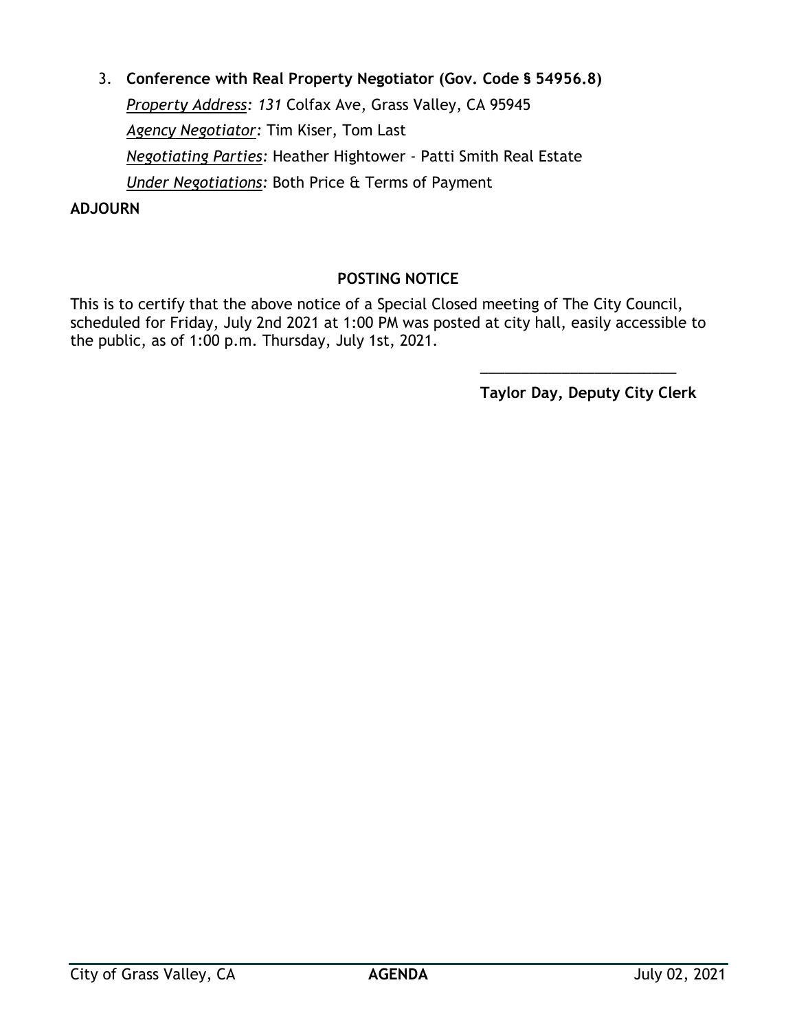3. **Conference with Real Property Negotiator (Gov. Code § 54956.8)**

   *Property Address: 131* Colfax Ave, Grass Valley, CA 95945

   *Agency Negotiator:* Tim Kiser, Tom Last

   *Negotiating Parties:* Heather Hightower - Patti Smith Real Estate

   *Under Negotiations:* Both Price & Terms of Payment

**ADJOURN**

**POSTING NOTICE**

This is to certify that the above notice of a Special Closed meeting of The City Council, scheduled for Friday, July 2nd 2021 at 1:00 PM was posted at city hall, easily accessible to the public, as of 1:00 p.m. Thursday, July 1st, 2021.

\_\_\_\_\_\_\_\_\_\_\_\_\_\_\_\_\_\_\_\_\_\_\_\_\_

**Taylor Day, Deputy City Clerk**